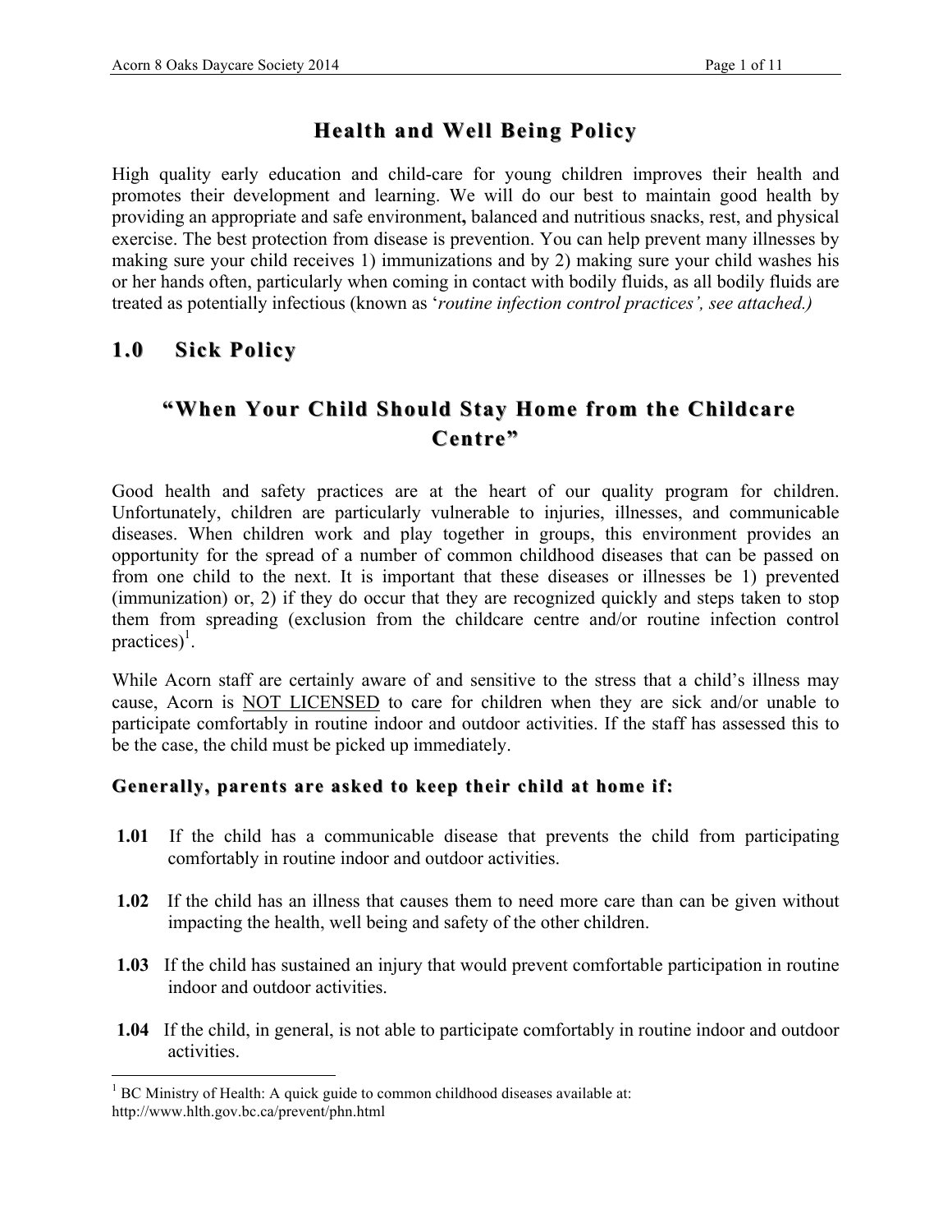# Health and Well Being Policy

High quality early education and child-care for young children improves their health and promotes their development and learning. We will do our best to maintain good health by providing an appropriate and safe environment**,** balanced and nutritious snacks, rest, and physical exercise. The best protection from disease is prevention. You can help prevent many illnesses by making sure your child receives 1) immunizations and by 2) making sure your child washes his or her hands often, particularly when coming in contact with bodily fluids, as all bodily fluids are treated as potentially infectious (known as '*routine infection control practices', see attached.)*

## 1.0 Sick Policy

### "When Your Child Should Stay Home from the Childcare Centre"

Good health and safety practices are at the heart of our quality program for children. Unfortunately, children are particularly vulnerable to injuries, illnesses, and communicable diseases. When children work and play together in groups, this environment provides an opportunity for the spread of a number of common childhood diseases that can be passed on from one child to the next. It is important that these diseases or illnesses be 1) prevented (immunization) or, 2) if they do occur that they are recognized quickly and steps taken to stop them from spreading (exclusion from the childcare centre and/or routine infection control practices)[1].

While Acorn staff are certainly aware of and sensitive to the stress that a child's illness may cause, Acorn is <u>NOT LICENSED</u> to care for children when they are sick and/or unable to participate comfortably in routine indoor and outdoor activities. If the staff has assessed this to be the case, the child must be picked up immediately.

#### Generally, parents are asked to keep their child at home if:

**1.01** If the child has a communicable disease that prevents the child from participating comfortably in routine indoor and outdoor activities.

**1.02** If the child has an illness that causes them to need more care than can be given without impacting the health, well being and safety of the other children.

**1.03** If the child has sustained an injury that would prevent comfortable participation in routine indoor and outdoor activities.

**1.04** If the child, in general, is not able to participate comfortably in routine indoor and outdoor activities.

---

[1] BC Ministry of Health: A quick guide to common childhood diseases available at: http://www.hlth.gov.bc.ca/prevent/phn.html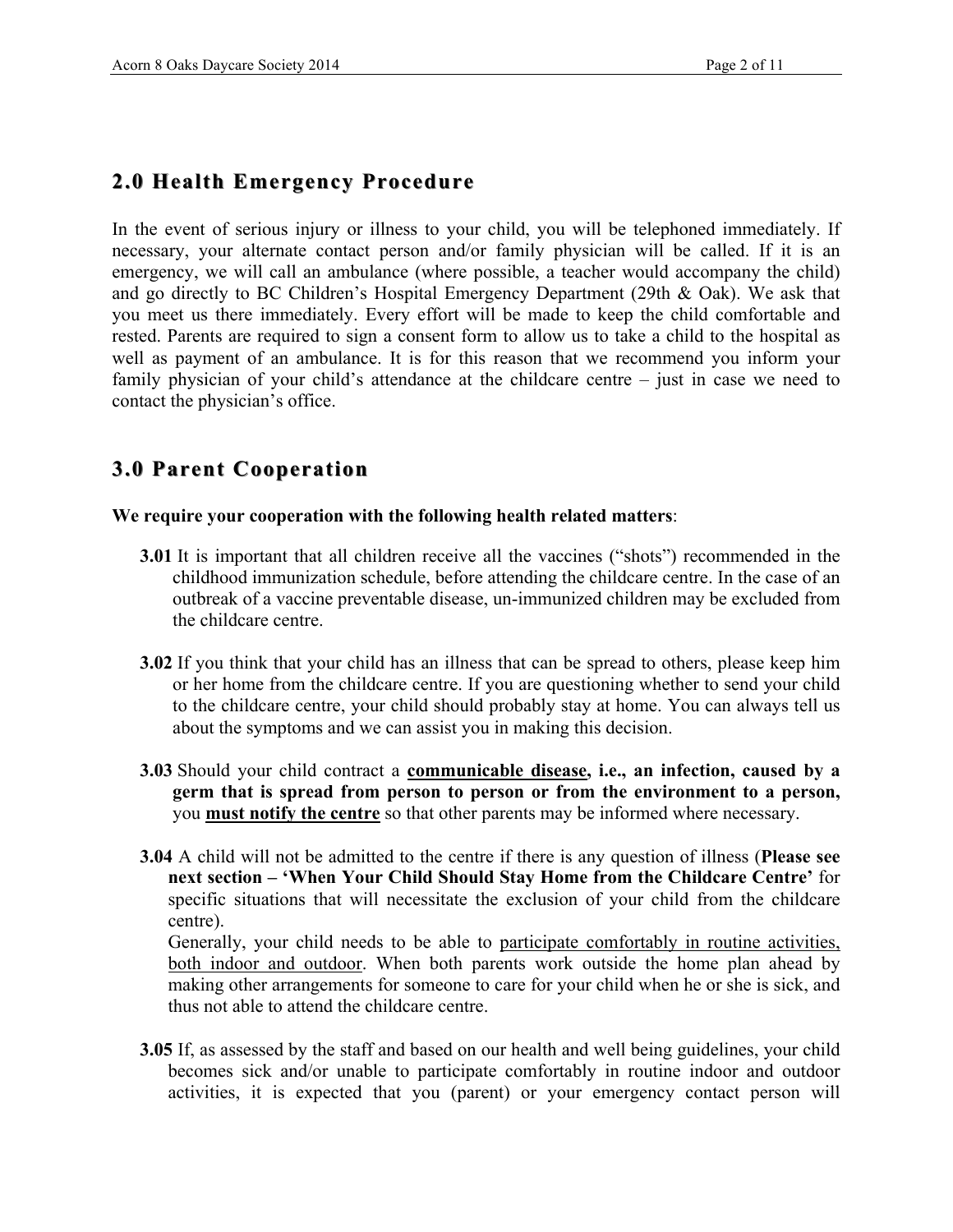## 2.0 Health Emergency Procedure

In the event of serious injury or illness to your child, you will be telephoned immediately. If necessary, your alternate contact person and/or family physician will be called. If it is an emergency, we will call an ambulance (where possible, a teacher would accompany the child) and go directly to BC Children's Hospital Emergency Department (29th & Oak). We ask that you meet us there immediately. Every effort will be made to keep the child comfortable and rested. Parents are required to sign a consent form to allow us to take a child to the hospital as well as payment of an ambulance. It is for this reason that we recommend you inform your family physician of your child's attendance at the childcare centre – just in case we need to contact the physician's office.

## 3.0 Parent Cooperation

**We require your cooperation with the following health related matters**:

**3.01** It is important that all children receive all the vaccines ("shots") recommended in the childhood immunization schedule, before attending the childcare centre. In the case of an outbreak of a vaccine preventable disease, un-immunized children may be excluded from the childcare centre.

**3.02** If you think that your child has an illness that can be spread to others, please keep him or her home from the childcare centre. If you are questioning whether to send your child to the childcare centre, your child should probably stay at home. You can always tell us about the symptoms and we can assist you in making this decision.

**3.03** Should your child contract a **communicable disease, i.e., an infection, caused by a germ that is spread from person to person or from the environment to a person,** you **must notify the centre** so that other parents may be informed where necessary.

**3.04** A child will not be admitted to the centre if there is any question of illness (**Please see next section – 'When Your Child Should Stay Home from the Childcare Centre'** for specific situations that will necessitate the exclusion of your child from the childcare centre).
Generally, your child needs to be able to participate comfortably in routine activities, both indoor and outdoor. When both parents work outside the home plan ahead by making other arrangements for someone to care for your child when he or she is sick, and thus not able to attend the childcare centre.

**3.05** If, as assessed by the staff and based on our health and well being guidelines, your child becomes sick and/or unable to participate comfortably in routine indoor and outdoor activities, it is expected that you (parent) or your emergency contact person will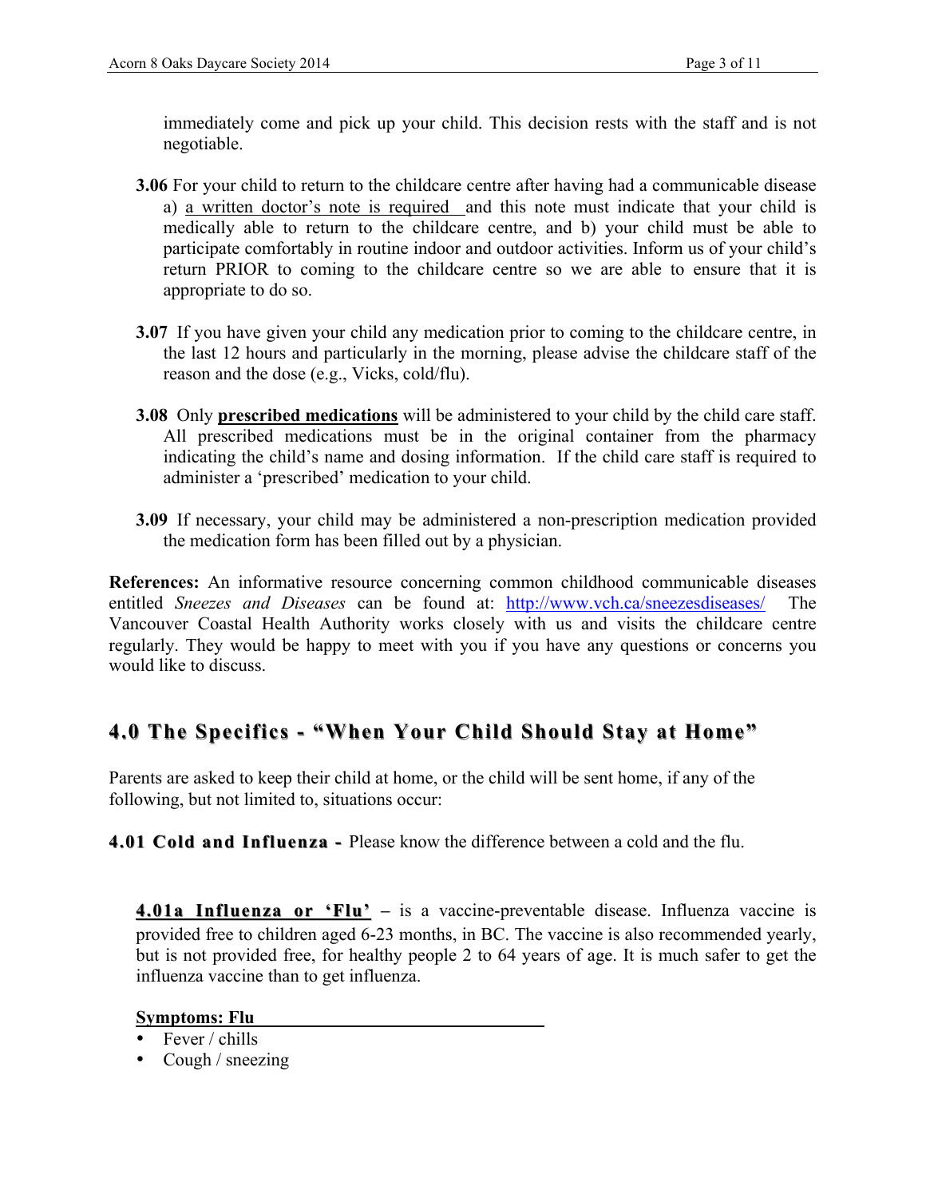immediately come and pick up your child. This decision rests with the staff and is not negotiable.

**3.06** For your child to return to the childcare centre after having had a communicable disease a) a written doctor's note is required and this note must indicate that your child is medically able to return to the childcare centre, and b) your child must be able to participate comfortably in routine indoor and outdoor activities. Inform us of your child's return PRIOR to coming to the childcare centre so we are able to ensure that it is appropriate to do so.

**3.07** If you have given your child any medication prior to coming to the childcare centre, in the last 12 hours and particularly in the morning, please advise the childcare staff of the reason and the dose (e.g., Vicks, cold/flu).

**3.08** Only **prescribed medications** will be administered to your child by the child care staff. All prescribed medications must be in the original container from the pharmacy indicating the child's name and dosing information. If the child care staff is required to administer a 'prescribed' medication to your child.

**3.09** If necessary, your child may be administered a non-prescription medication provided the medication form has been filled out by a physician.

**References:** An informative resource concerning common childhood communicable diseases entitled *Sneezes and Diseases* can be found at: http://www.vch.ca/sneezesdiseases/ The Vancouver Coastal Health Authority works closely with us and visits the childcare centre regularly. They would be happy to meet with you if you have any questions or concerns you would like to discuss.

## 4.0 The Specifics - "When Your Child Should Stay at Home"

Parents are asked to keep their child at home, or the child will be sent home, if any of the following, but not limited to, situations occur:

**4.01 Cold and Influenza -** Please know the difference between a cold and the flu.

**4.01a Influenza or 'Flu'** – is a vaccine-preventable disease. Influenza vaccine is provided free to children aged 6-23 months, in BC. The vaccine is also recommended yearly, but is not provided free, for healthy people 2 to 64 years of age. It is much safer to get the influenza vaccine than to get influenza.

**Symptoms: Flu**

- Fever / chills
- Cough / sneezing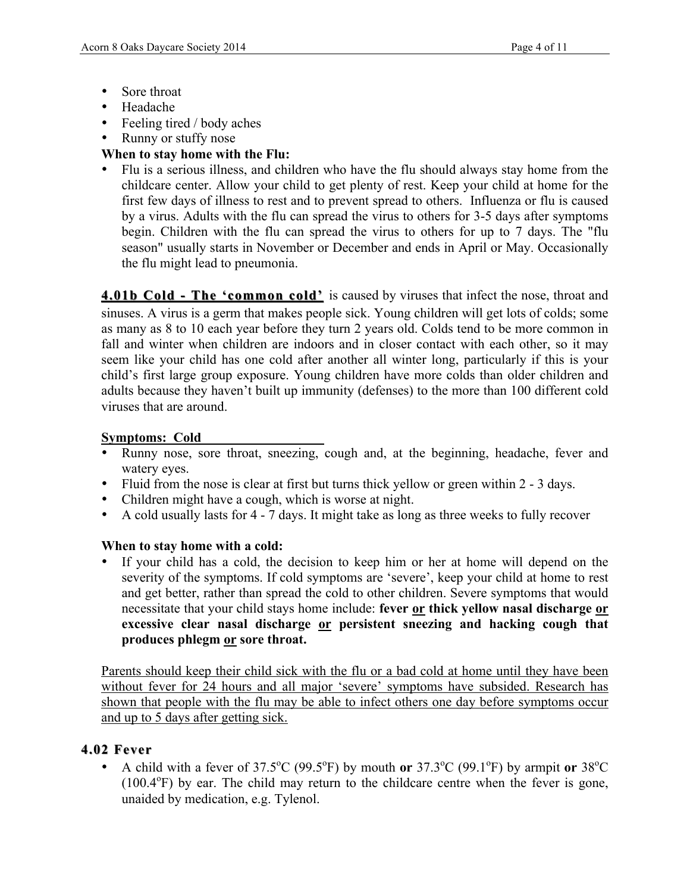- Sore throat
- Headache
- Feeling tired / body aches
- Runny or stuffy nose

**When to stay home with the Flu:**

- Flu is a serious illness, and children who have the flu should always stay home from the childcare center. Allow your child to get plenty of rest. Keep your child at home for the first few days of illness to rest and to prevent spread to others. Influenza or flu is caused by a virus. Adults with the flu can spread the virus to others for 3-5 days after symptoms begin. Children with the flu can spread the virus to others for up to 7 days. The "flu season" usually starts in November or December and ends in April or May. Occasionally the flu might lead to pneumonia.

**4.01b Cold - The 'common cold'** is caused by viruses that infect the nose, throat and sinuses. A virus is a germ that makes people sick. Young children will get lots of colds; some as many as 8 to 10 each year before they turn 2 years old. Colds tend to be more common in fall and winter when children are indoors and in closer contact with each other, so it may seem like your child has one cold after another all winter long, particularly if this is your child's first large group exposure. Young children have more colds than older children and adults because they haven't built up immunity (defenses) to the more than 100 different cold viruses that are around.

**Symptoms: Cold**

- Runny nose, sore throat, sneezing, cough and, at the beginning, headache, fever and watery eyes.
- Fluid from the nose is clear at first but turns thick yellow or green within 2 - 3 days.
- Children might have a cough, which is worse at night.
- A cold usually lasts for 4 - 7 days. It might take as long as three weeks to fully recover

**When to stay home with a cold:**

- If your child has a cold, the decision to keep him or her at home will depend on the severity of the symptoms. If cold symptoms are 'severe', keep your child at home to rest and get better, rather than spread the cold to other children. Severe symptoms that would necessitate that your child stays home include: **fever or thick yellow nasal discharge or excessive clear nasal discharge or persistent sneezing and hacking cough that produces phlegm or sore throat.**

Parents should keep their child sick with the flu or a bad cold at home until they have been without fever for 24 hours and all major 'severe' symptoms have subsided. Research has shown that people with the flu may be able to infect others one day before symptoms occur and up to 5 days after getting sick.

## 4.02 Fever

- A child with a fever of 37.5°C (99.5°F) by mouth **or** 37.3°C (99.1°F) by armpit **or** 38°C (100.4°F) by ear. The child may return to the childcare centre when the fever is gone, unaided by medication, e.g. Tylenol.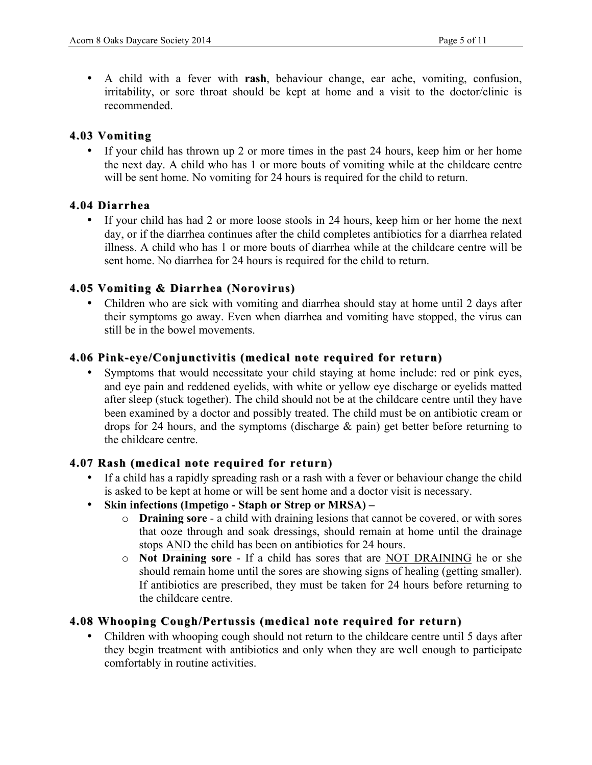- A child with a fever with **rash**, behaviour change, ear ache, vomiting, confusion, irritability, or sore throat should be kept at home and a visit to the doctor/clinic is recommended.

### 4.03 Vomiting

- If your child has thrown up 2 or more times in the past 24 hours, keep him or her home the next day. A child who has 1 or more bouts of vomiting while at the childcare centre will be sent home. No vomiting for 24 hours is required for the child to return.

### 4.04 Diarrhea

- If your child has had 2 or more loose stools in 24 hours, keep him or her home the next day, or if the diarrhea continues after the child completes antibiotics for a diarrhea related illness. A child who has 1 or more bouts of diarrhea while at the childcare centre will be sent home. No diarrhea for 24 hours is required for the child to return.

### 4.05 Vomiting & Diarrhea (Norovirus)

- Children who are sick with vomiting and diarrhea should stay at home until 2 days after their symptoms go away. Even when diarrhea and vomiting have stopped, the virus can still be in the bowel movements.

### 4.06 Pink-eye/Conjunctivitis (medical note required for return)

- Symptoms that would necessitate your child staying at home include: red or pink eyes, and eye pain and reddened eyelids, with white or yellow eye discharge or eyelids matted after sleep (stuck together). The child should not be at the childcare centre until they have been examined by a doctor and possibly treated. The child must be on antibiotic cream or drops for 24 hours, and the symptoms (discharge & pain) get better before returning to the childcare centre.

### 4.07 Rash (medical note required for return)

- If a child has a rapidly spreading rash or a rash with a fever or behaviour change the child is asked to be kept at home or will be sent home and a doctor visit is necessary.
- **Skin infections (Impetigo - Staph or Strep or MRSA) –**
  - **Draining sore** - a child with draining lesions that cannot be covered, or with sores that ooze through and soak dressings, should remain at home until the drainage stops <u>AND</u> the child has been on antibiotics for 24 hours.
  - **Not Draining sore** - If a child has sores that are <u>NOT DRAINING</u> he or she should remain home until the sores are showing signs of healing (getting smaller). If antibiotics are prescribed, they must be taken for 24 hours before returning to the childcare centre.

### 4.08 Whooping Cough/Pertussis (medical note required for return)

- Children with whooping cough should not return to the childcare centre until 5 days after they begin treatment with antibiotics and only when they are well enough to participate comfortably in routine activities.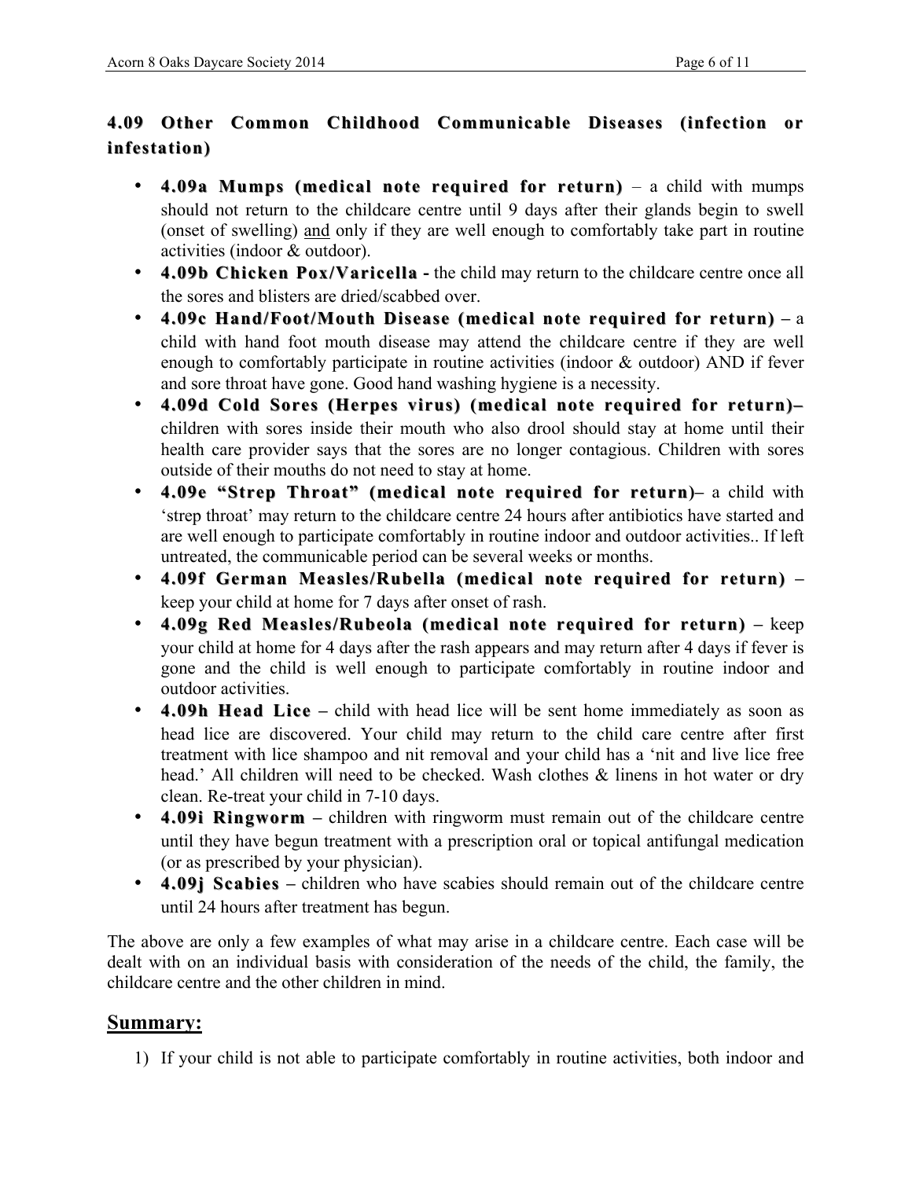### 4.09 Other Common Childhood Communicable Diseases (infection or infestation)

- **4.09a Mumps (medical note required for return)** – a child with mumps should not return to the childcare centre until 9 days after their glands begin to swell (onset of swelling) and only if they are well enough to comfortably take part in routine activities (indoor & outdoor).
- **4.09b Chicken Pox/Varicella -** the child may return to the childcare centre once all the sores and blisters are dried/scabbed over.
- **4.09c Hand/Foot/Mouth Disease (medical note required for return) –** a child with hand foot mouth disease may attend the childcare centre if they are well enough to comfortably participate in routine activities (indoor & outdoor) AND if fever and sore throat have gone. Good hand washing hygiene is a necessity.
- **4.09d Cold Sores (Herpes virus) (medical note required for return)–** children with sores inside their mouth who also drool should stay at home until their health care provider says that the sores are no longer contagious. Children with sores outside of their mouths do not need to stay at home.
- **4.09e "Strep Throat" (medical note required for return)–** a child with 'strep throat' may return to the childcare centre 24 hours after antibiotics have started and are well enough to participate comfortably in routine indoor and outdoor activities.. If left untreated, the communicable period can be several weeks or months.
- **4.09f German Measles/Rubella (medical note required for return) –** keep your child at home for 7 days after onset of rash.
- **4.09g Red Measles/Rubeola (medical note required for return) –** keep your child at home for 4 days after the rash appears and may return after 4 days if fever is gone and the child is well enough to participate comfortably in routine indoor and outdoor activities.
- **4.09h Head Lice –** child with head lice will be sent home immediately as soon as head lice are discovered. Your child may return to the child care centre after first treatment with lice shampoo and nit removal and your child has a 'nit and live lice free head.' All children will need to be checked. Wash clothes & linens in hot water or dry clean. Re-treat your child in 7-10 days.
- **4.09i Ringworm –** children with ringworm must remain out of the childcare centre until they have begun treatment with a prescription oral or topical antifungal medication (or as prescribed by your physician).
- **4.09j Scabies –** children who have scabies should remain out of the childcare centre until 24 hours after treatment has begun.

The above are only a few examples of what may arise in a childcare centre. Each case will be dealt with on an individual basis with consideration of the needs of the child, the family, the childcare centre and the other children in mind.

## Summary:

1) If your child is not able to participate comfortably in routine activities, both indoor and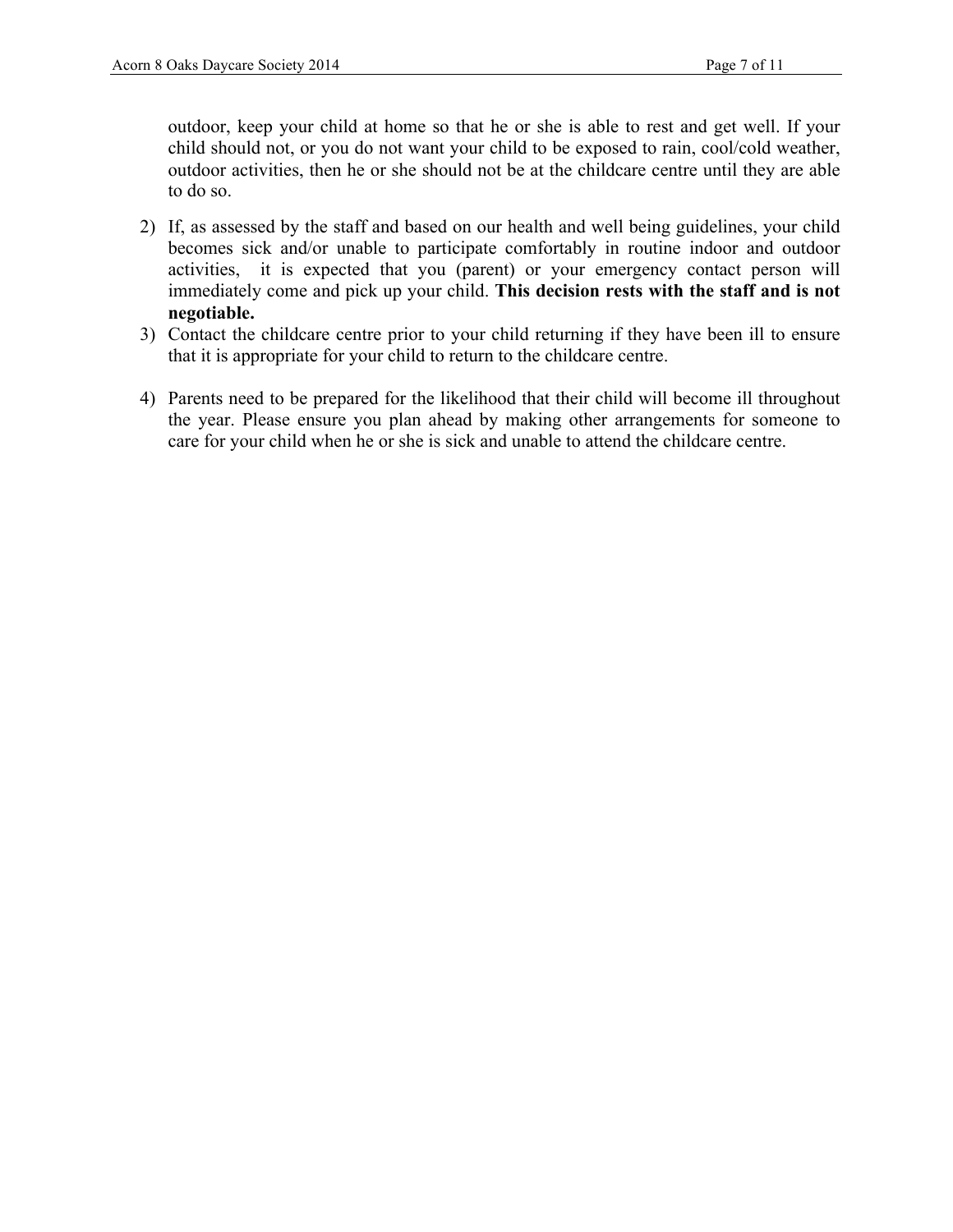outdoor, keep your child at home so that he or she is able to rest and get well. If your child should not, or you do not want your child to be exposed to rain, cool/cold weather, outdoor activities, then he or she should not be at the childcare centre until they are able to do so.

2) If, as assessed by the staff and based on our health and well being guidelines, your child becomes sick and/or unable to participate comfortably in routine indoor and outdoor activities, it is expected that you (parent) or your emergency contact person will immediately come and pick up your child. **This decision rests with the staff and is not negotiable.**
3) Contact the childcare centre prior to your child returning if they have been ill to ensure that it is appropriate for your child to return to the childcare centre.

4) Parents need to be prepared for the likelihood that their child will become ill throughout the year. Please ensure you plan ahead by making other arrangements for someone to care for your child when he or she is sick and unable to attend the childcare centre.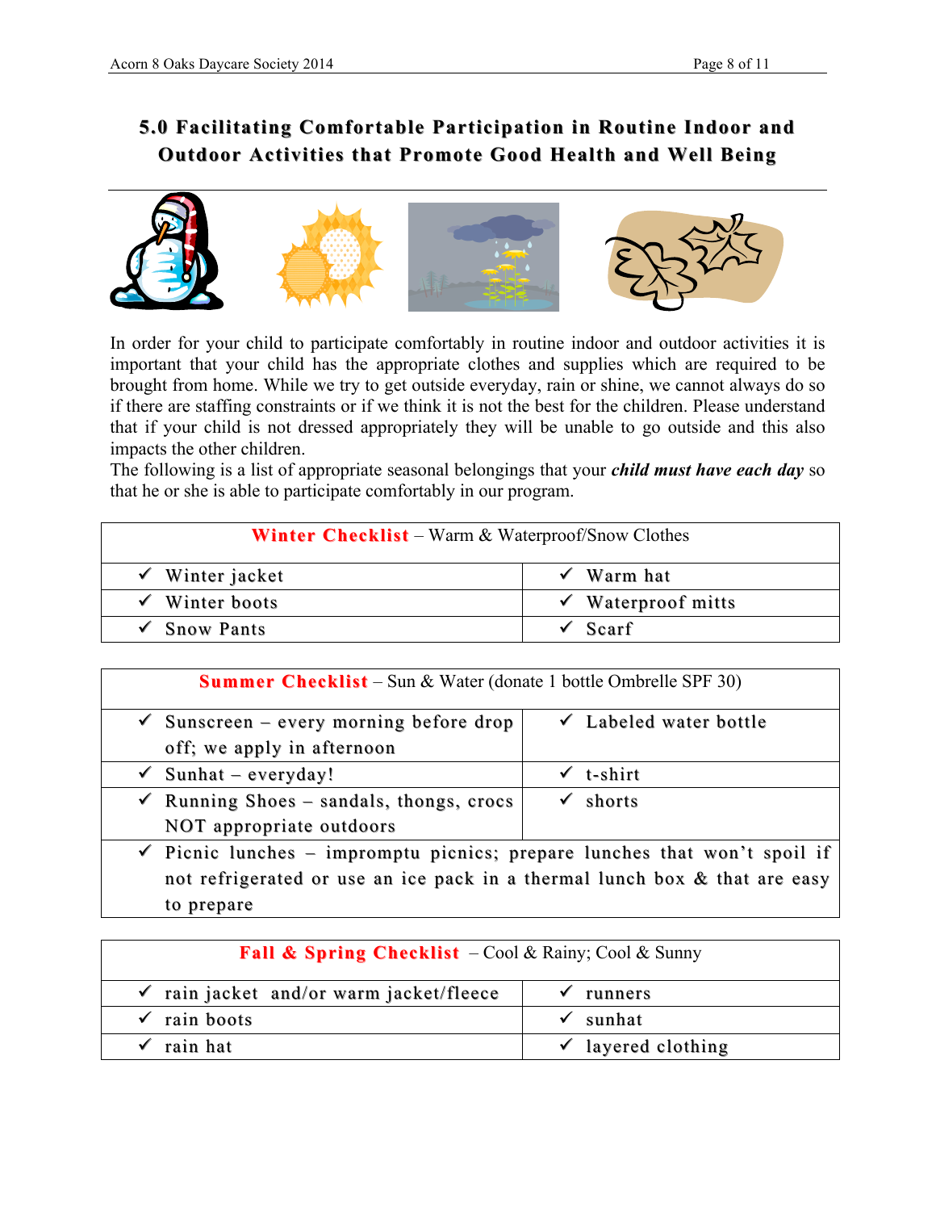## 5.0 Facilitating Comfortable Participation in Routine Indoor and Outdoor Activities that Promote Good Health and Well Being

In order for your child to participate comfortably in routine indoor and outdoor activities it is important that your child has the appropriate clothes and supplies which are required to be brought from home. While we try to get outside everyday, rain or shine, we cannot always do so if there are staffing constraints or if we think it is not the best for the children. Please understand that if your child is not dressed appropriately they will be unable to go outside and this also impacts the other children.

The following is a list of appropriate seasonal belongings that your ***child must have each day*** so that he or she is able to participate comfortably in our program.

| **Winter Checklist** – Warm & Waterproof/Snow Clothes | |
|---|---|
| ✓ Winter jacket | ✓ Warm hat |
| ✓ Winter boots | ✓ Waterproof mitts |
| ✓ Snow Pants | ✓ Scarf |

| **Summer Checklist** – Sun & Water (donate 1 bottle Ombrelle SPF 30) | |
|---|---|
| ✓ Sunscreen – every morning before drop off; we apply in afternoon | ✓ Labeled water bottle |
| ✓ Sunhat – everyday! | ✓ t-shirt |
| ✓ Running Shoes – sandals, thongs, crocs NOT appropriate outdoors | ✓ shorts |
| ✓ Picnic lunches – impromptu picnics; prepare lunches that won't spoil if not refrigerated or use an ice pack in a thermal lunch box & that are easy to prepare | |

| **Fall & Spring Checklist** – Cool & Rainy; Cool & Sunny | |
|---|---|
| ✓ rain jacket and/or warm jacket/fleece | ✓ runners |
| ✓ rain boots | ✓ sunhat |
| ✓ rain hat | ✓ layered clothing |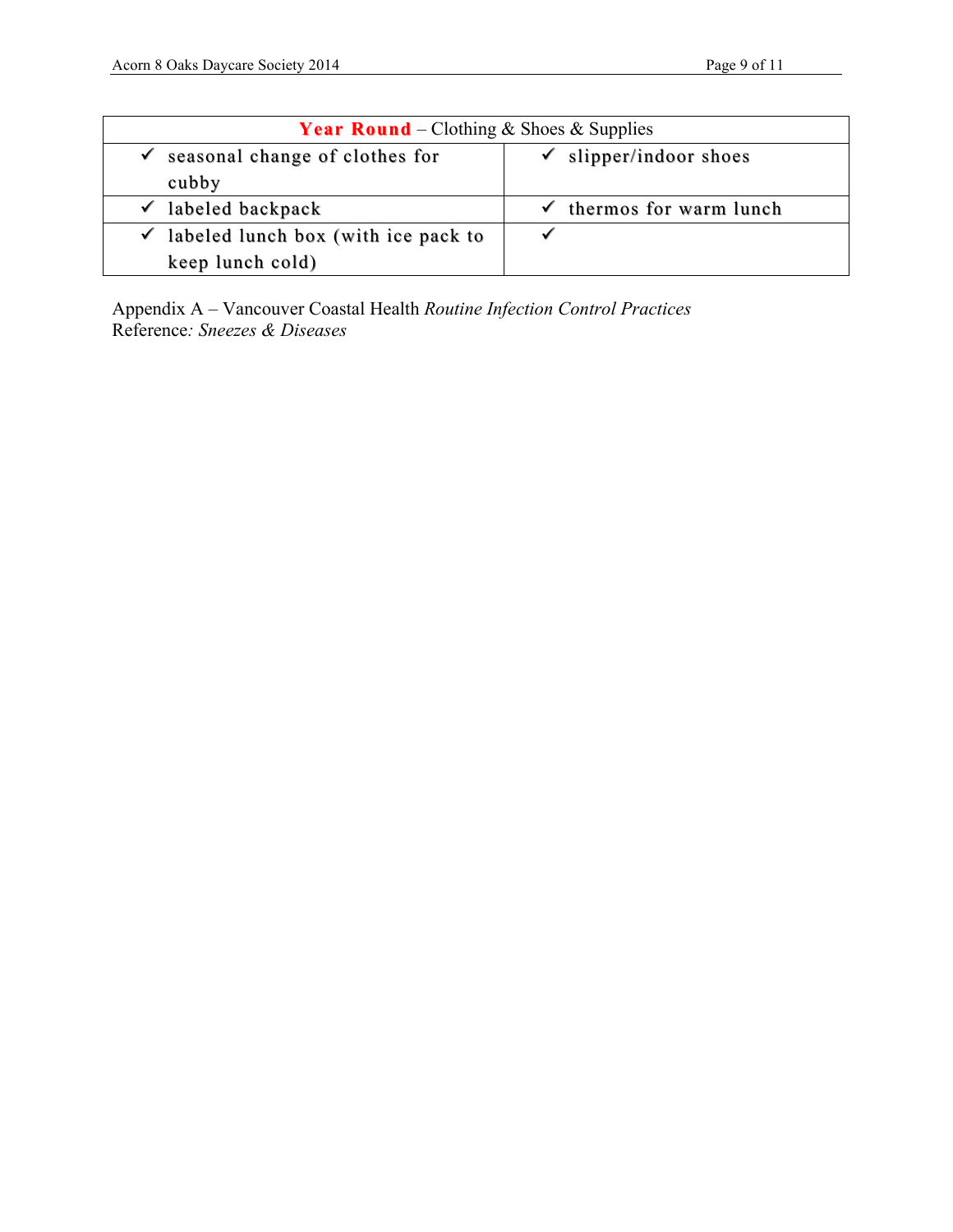| **Year Round** – Clothing & Shoes & Supplies | |
|---|---|
| ✓ seasonal change of clothes for cubby | ✓ slipper/indoor shoes |
| ✓ labeled backpack | ✓ thermos for warm lunch |
| ✓ labeled lunch box (with ice pack to keep lunch cold) | ✓ |

Appendix A – Vancouver Coastal Health *Routine Infection Control Practices*
Reference*: Sneezes & Diseases*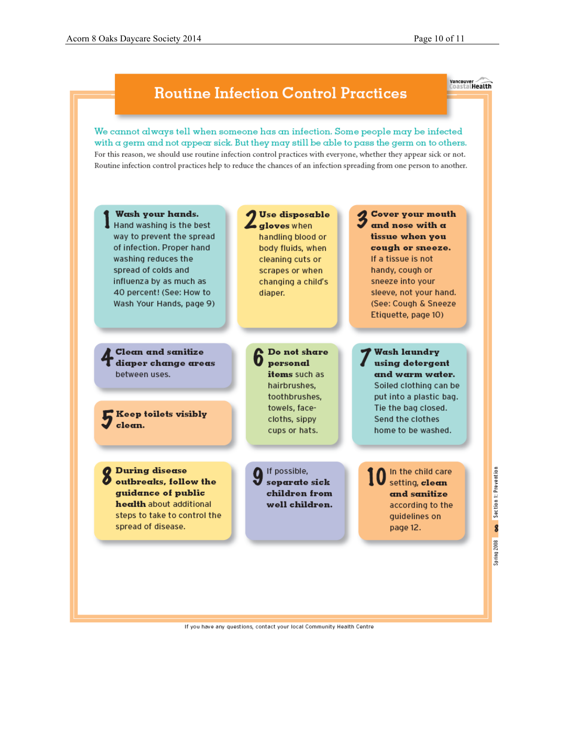# Routine Infection Control Practices

Vancouver Coastal Health

We cannot always tell when someone has an infection. Some people may be infected with a germ and not appear sick. But they may still be able to pass the germ on to others.

For this reason, we should use routine infection control practices with everyone, whether they appear sick or not. Routine infection control practices help to reduce the chances of an infection spreading from one person to another.

1. **Wash your hands.** Hand washing is the best way to prevent the spread of infection. Proper hand washing reduces the spread of colds and influenza by as much as 40 percent! (See: How to Wash Your Hands, page 9)

2. **Use disposable gloves** when handling blood or body fluids, when cleaning cuts or scrapes or when changing a child's diaper.

3. **Cover your mouth and nose with a tissue when you cough or sneeze.** If a tissue is not handy, cough or sneeze into your sleeve, not your hand. (See: Cough & Sneeze Etiquette, page 10)

4. **Clean and sanitize diaper change areas** between uses.

5. **Keep toilets visibly clean.**

6. **Do not share personal items** such as hairbrushes, toothbrushes, towels, face-cloths, sippy cups or hats.

7. **Wash laundry using detergent and warm water.** Soiled clothing can be put into a plastic bag. Tie the bag closed. Send the clothes home to be washed.

8. **During disease outbreaks, follow the guidance of public health** about additional steps to take to control the spread of disease.

9. If possible, **separate sick children from well children.**

10. In the child care setting, **clean and sanitize** according to the guidelines on page 12.

If you have any questions, contact your local Community Health Centre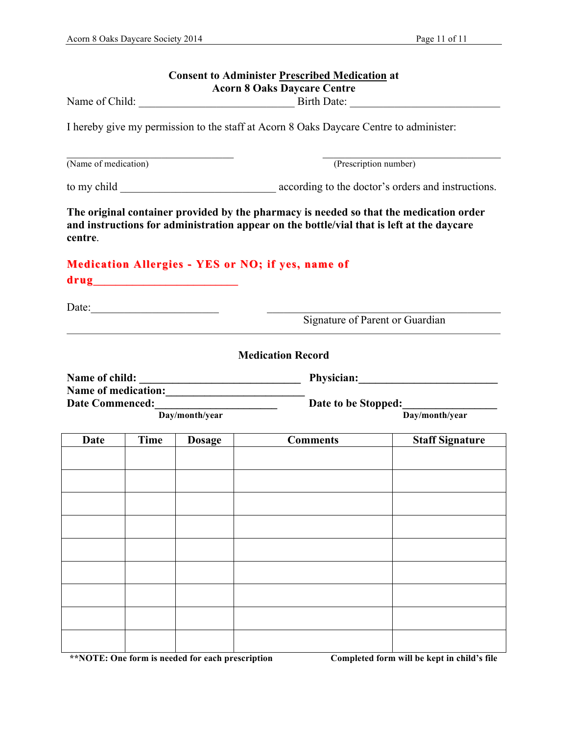**Consent to Administer Prescribed Medication at Acorn 8 Oaks Daycare Centre**

Name of Child: ____________________________ Birth Date: __________________________

I hereby give my permission to the staff at Acorn 8 Oaks Daycare Centre to administer:

______________________________ ______________________________
(Name of medication) (Prescription number)

to my child ___________________________ according to the doctor's orders and instructions.

**The original container provided by the pharmacy is needed so that the medication order and instructions for administration appear on the bottle/vial that is left at the daycare centre**.

**Medication Allergies - YES or NO; if yes, name of drug________________________**

Date:______________________ ______________________________________
Signature of Parent or Guardian

---

**Medication Record**

**Name of child: ____________________________ Physician:________________________**
**Name of medication:________________________**
**Date Commenced:_____________________ Date to be Stopped:________________**
**Day/month/year Day/month/year**

| Date | Time | Dosage | Comments | Staff Signature |
|---|---|---|---|---|
| | | | | |
| | | | | |
| | | | | |
| | | | | |
| | | | | |
| | | | | |
| | | | | |
| | | | | |
| | | | | |

****NOTE: One form is needed for each prescription** **Completed form will be kept in child's file**